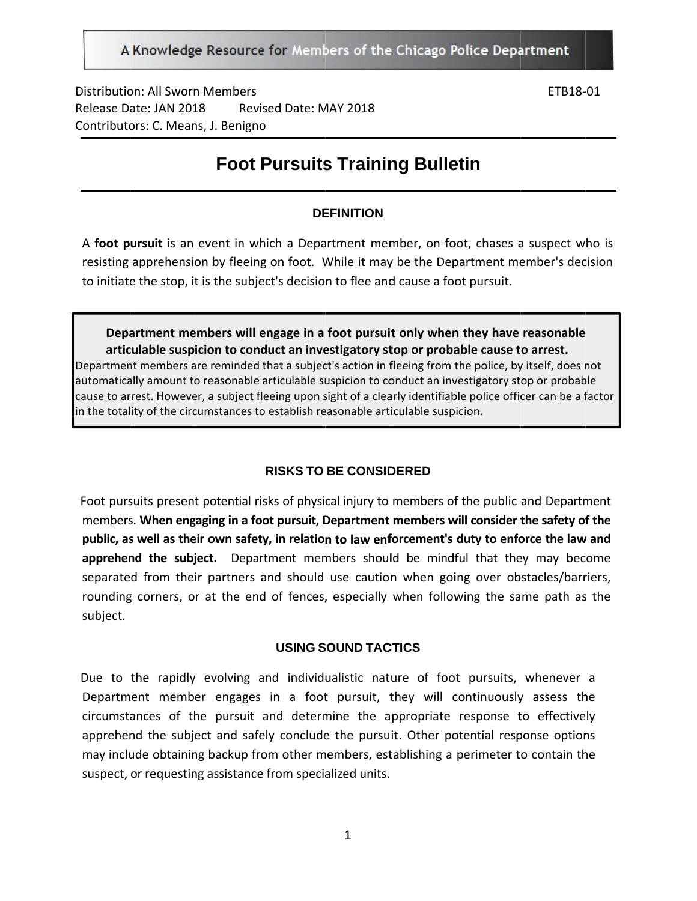A Knowledge Resource for Members of the Chicago Police Department

Distribution: All Sworn Members ETB18-01
Release Date: JAN 2018 Revised Date: MAY 2018
Contributors: C. Means, J. Benigno

# Foot Pursuits Training Bulletin

## DEFINITION

A **foot pursuit** is an event in which a Department member, on foot, chases a suspect who is resisting apprehension by fleeing on foot. While it may be the Department member's decision to initiate the stop, it is the subject's decision to flee and cause a foot pursuit.

> **Department members will engage in a foot pursuit only when they have reasonable articulable suspicion to conduct an investigatory stop or probable cause to arrest.**
> Department members are reminded that a subject's action in fleeing from the police, by itself, does not automatically amount to reasonable articulable suspicion to conduct an investigatory stop or probable cause to arrest. However, a subject fleeing upon sight of a clearly identifiable police officer can be a factor in the totality of the circumstances to establish reasonable articulable suspicion.

## RISKS TO BE CONSIDERED

Foot pursuits present potential risks of physical injury to members of the public and Department members. **When engaging in a foot pursuit, Department members will consider the safety of the public, as well as their own safety, in relation to law enforcement's duty to enforce the law and apprehend the subject.** Department members should be mindful that they may become separated from their partners and should use caution when going over obstacles/barriers, rounding corners, or at the end of fences, especially when following the same path as the subject.

## USING SOUND TACTICS

Due to the rapidly evolving and individualistic nature of foot pursuits, whenever a Department member engages in a foot pursuit, they will continuously assess the circumstances of the pursuit and determine the appropriate response to effectively apprehend the subject and safely conclude the pursuit. Other potential response options may include obtaining backup from other members, establishing a perimeter to contain the suspect, or requesting assistance from specialized units.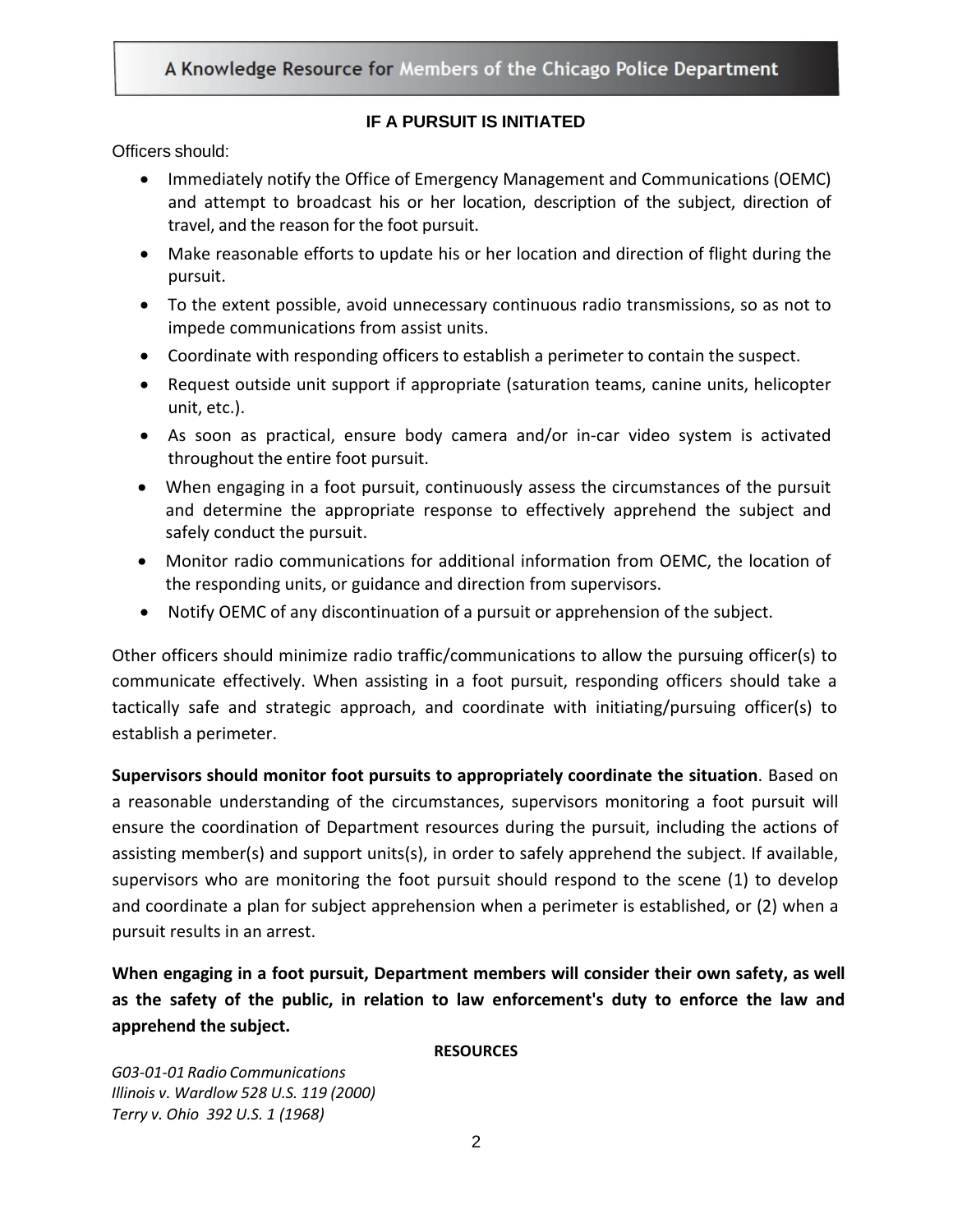## IF A PURSUIT IS INITIATED

Officers should:

- Immediately notify the Office of Emergency Management and Communications (OEMC) and attempt to broadcast his or her location, description of the subject, direction of travel, and the reason for the foot pursuit.
- Make reasonable efforts to update his or her location and direction of flight during the pursuit.
- To the extent possible, avoid unnecessary continuous radio transmissions, so as not to impede communications from assist units.
- Coordinate with responding officers to establish a perimeter to contain the suspect.
- Request outside unit support if appropriate (saturation teams, canine units, helicopter unit, etc.).
- As soon as practical, ensure body camera and/or in-car video system is activated throughout the entire foot pursuit.
- When engaging in a foot pursuit, continuously assess the circumstances of the pursuit and determine the appropriate response to effectively apprehend the subject and safely conduct the pursuit.
- Monitor radio communications for additional information from OEMC, the location of the responding units, or guidance and direction from supervisors.
- Notify OEMC of any discontinuation of a pursuit or apprehension of the subject.

Other officers should minimize radio traffic/communications to allow the pursuing officer(s) to communicate effectively. When assisting in a foot pursuit, responding officers should take a tactically safe and strategic approach, and coordinate with initiating/pursuing officer(s) to establish a perimeter.

**Supervisors should monitor foot pursuits to appropriately coordinate the situation**. Based on a reasonable understanding of the circumstances, supervisors monitoring a foot pursuit will ensure the coordination of Department resources during the pursuit, including the actions of assisting member(s) and support units(s), in order to safely apprehend the subject. If available, supervisors who are monitoring the foot pursuit should respond to the scene (1) to develop and coordinate a plan for subject apprehension when a perimeter is established, or (2) when a pursuit results in an arrest.

**When engaging in a foot pursuit, Department members will consider their own safety, as well as the safety of the public, in relation to law enforcement's duty to enforce the law and apprehend the subject.**

**RESOURCES**

*G03-01-01 Radio Communications*
*Illinois v. Wardlow 528 U.S. 119 (2000)*
*Terry v. Ohio 392 U.S. 1 (1968)*